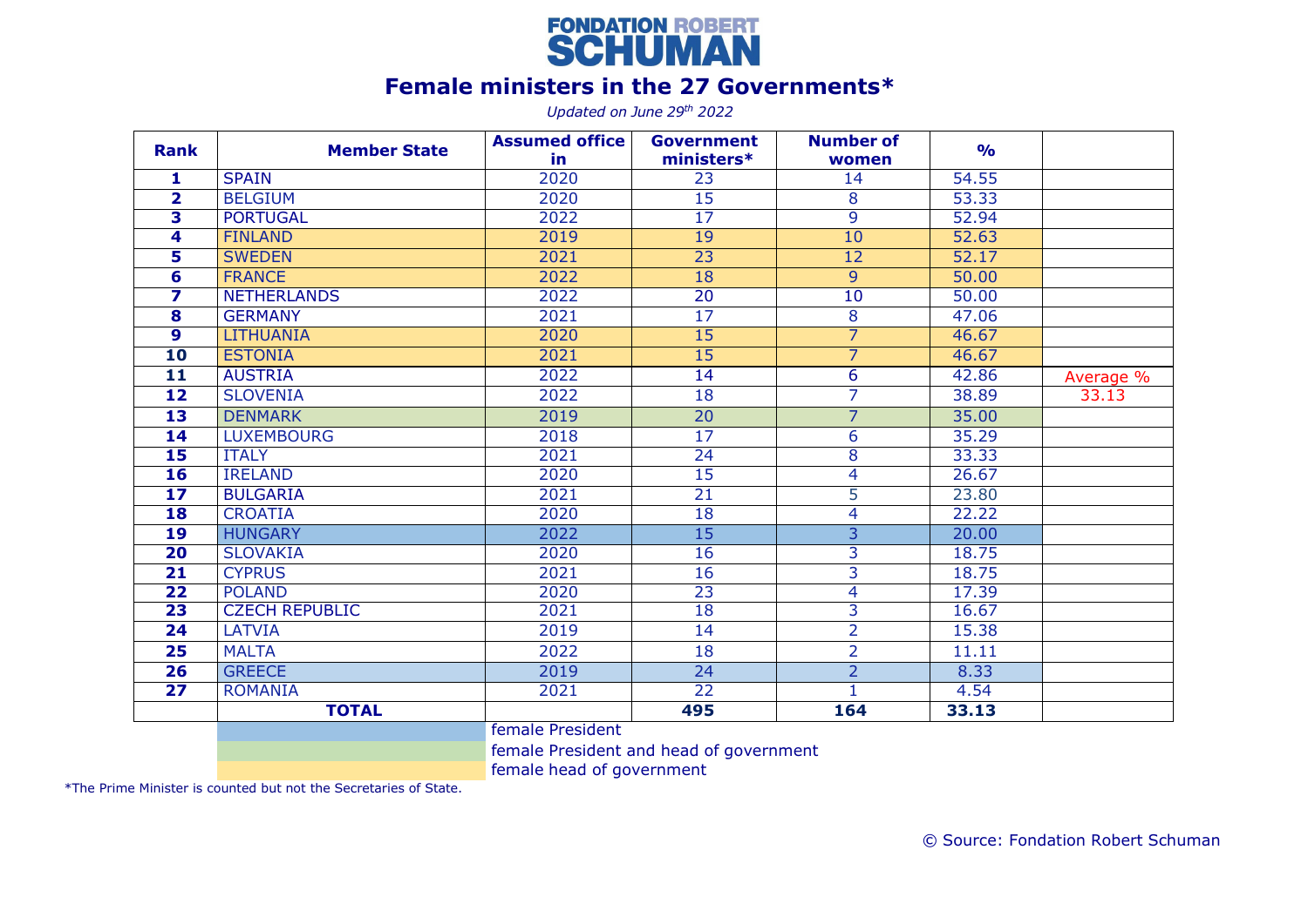FONDATION ROBERT SCHUMAN

# Female ministers in the 27 Governments*

*Updated on June 29th 2022*

| Rank | Member State | Assumed office in | Government ministers* | Number of women | % | |
|---|---|---|---|---|---|---|
| 1 | SPAIN | 2020 | 23 | 14 | 54.55 | |
| 2 | BELGIUM | 2020 | 15 | 8 | 53.33 | |
| 3 | PORTUGAL | 2022 | 17 | 9 | 52.94 | |
| 4 | FINLAND | 2019 | 19 | 10 | 52.63 | |
| 5 | SWEDEN | 2021 | 23 | 12 | 52.17 | |
| 6 | FRANCE | 2022 | 18 | 9 | 50.00 | |
| 7 | NETHERLANDS | 2022 | 20 | 10 | 50.00 | |
| 8 | GERMANY | 2021 | 17 | 8 | 47.06 | |
| 9 | LITHUANIA | 2020 | 15 | 7 | 46.67 | |
| 10 | ESTONIA | 2021 | 15 | 7 | 46.67 | |
| 11 | AUSTRIA | 2022 | 14 | 6 | 42.86 | Average % |
| 12 | SLOVENIA | 2022 | 18 | 7 | 38.89 | 33.13 |
| 13 | DENMARK | 2019 | 20 | 7 | 35.00 | |
| 14 | LUXEMBOURG | 2018 | 17 | 6 | 35.29 | |
| 15 | ITALY | 2021 | 24 | 8 | 33.33 | |
| 16 | IRELAND | 2020 | 15 | 4 | 26.67 | |
| 17 | BULGARIA | 2021 | 21 | 5 | 23.80 | |
| 18 | CROATIA | 2020 | 18 | 4 | 22.22 | |
| 19 | HUNGARY | 2022 | 15 | 3 | 20.00 | |
| 20 | SLOVAKIA | 2020 | 16 | 3 | 18.75 | |
| 21 | CYPRUS | 2021 | 16 | 3 | 18.75 | |
| 22 | POLAND | 2020 | 23 | 4 | 17.39 | |
| 23 | CZECH REPUBLIC | 2021 | 18 | 3 | 16.67 | |
| 24 | LATVIA | 2019 | 14 | 2 | 15.38 | |
| 25 | MALTA | 2022 | 18 | 2 | 11.11 | |
| 26 | GREECE | 2019 | 24 | 2 | 8.33 | |
| 27 | ROMANIA | 2021 | 22 | 1 | 4.54 | |
| | **TOTAL** | | **495** | **164** | **33.13** | |

Legend:
- Blue: female President (Hungary, Greece)
- Green: female President and head of government (Denmark)
- Yellow: female head of government (Finland, Sweden, France, Lithuania, Estonia)

*The Prime Minister is counted but not the Secretaries of State.

© Source: Fondation Robert Schuman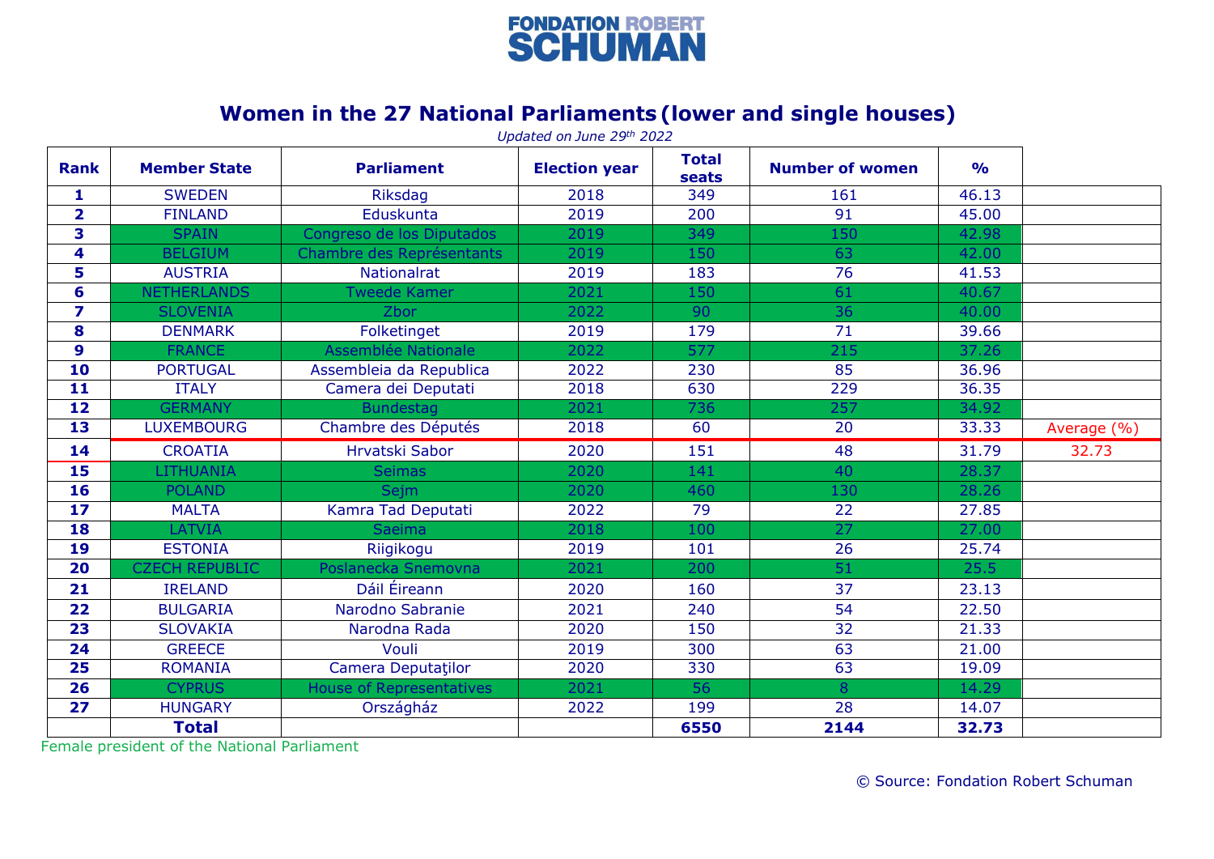FONDATION ROBERT SCHUMAN

# Women in the 27 National Parliaments (lower and single houses)

*Updated on June 29th 2022*

| Rank | Member State | Parliament | Election year | Total seats | Number of women | % | |
|---|---|---|---|---|---|---|---|
| 1 | SWEDEN | Riksdag | 2018 | 349 | 161 | 46.13 | |
| 2 | FINLAND | Eduskunta | 2019 | 200 | 91 | 45.00 | |
| 3 | SPAIN | Congreso de los Diputados | 2019 | 349 | 150 | 42.98 | |
| 4 | BELGIUM | Chambre des Représentants | 2019 | 150 | 63 | 42.00 | |
| 5 | AUSTRIA | Nationalrat | 2019 | 183 | 76 | 41.53 | |
| 6 | NETHERLANDS | Tweede Kamer | 2021 | 150 | 61 | 40.67 | |
| 7 | SLOVENIA | Zbor | 2022 | 90 | 36 | 40.00 | |
| 8 | DENMARK | Folketinget | 2019 | 179 | 71 | 39.66 | |
| 9 | FRANCE | Assemblée Nationale | 2022 | 577 | 215 | 37.26 | |
| 10 | PORTUGAL | Assembleia da Republica | 2022 | 230 | 85 | 36.96 | |
| 11 | ITALY | Camera dei Deputati | 2018 | 630 | 229 | 36.35 | |
| 12 | GERMANY | Bundestag | 2021 | 736 | 257 | 34.92 | |
| 13 | LUXEMBOURG | Chambre des Députés | 2018 | 60 | 20 | 33.33 | Average (%) |
| 14 | CROATIA | Hrvatski Sabor | 2020 | 151 | 48 | 31.79 | 32.73 |
| 15 | LITHUANIA | Seimas | 2020 | 141 | 40 | 28.37 | |
| 16 | POLAND | Sejm | 2020 | 460 | 130 | 28.26 | |
| 17 | MALTA | Kamra Tad Deputati | 2022 | 79 | 22 | 27.85 | |
| 18 | LATVIA | Saeima | 2018 | 100 | 27 | 27.00 | |
| 19 | ESTONIA | Riigikogu | 2019 | 101 | 26 | 25.74 | |
| 20 | CZECH REPUBLIC | Poslanecka Snemovna | 2021 | 200 | 51 | 25.5 | |
| 21 | IRELAND | Dáil Éireann | 2020 | 160 | 37 | 23.13 | |
| 22 | BULGARIA | Narodno Sabranie | 2021 | 240 | 54 | 22.50 | |
| 23 | SLOVAKIA | Narodna Rada | 2020 | 150 | 32 | 21.33 | |
| 24 | GREECE | Vouli | 2019 | 300 | 63 | 21.00 | |
| 25 | ROMANIA | Camera Deputaţilor | 2020 | 330 | 63 | 19.09 | |
| 26 | CYPRUS | House of Representatives | 2021 | 56 | 8 | 14.29 | |
| 27 | HUNGARY | Országház | 2022 | 199 | 28 | 14.07 | |
| | **Total** | | | **6550** | **2144** | **32.73** | |

Female president of the National Parliament

© Source: Fondation Robert Schuman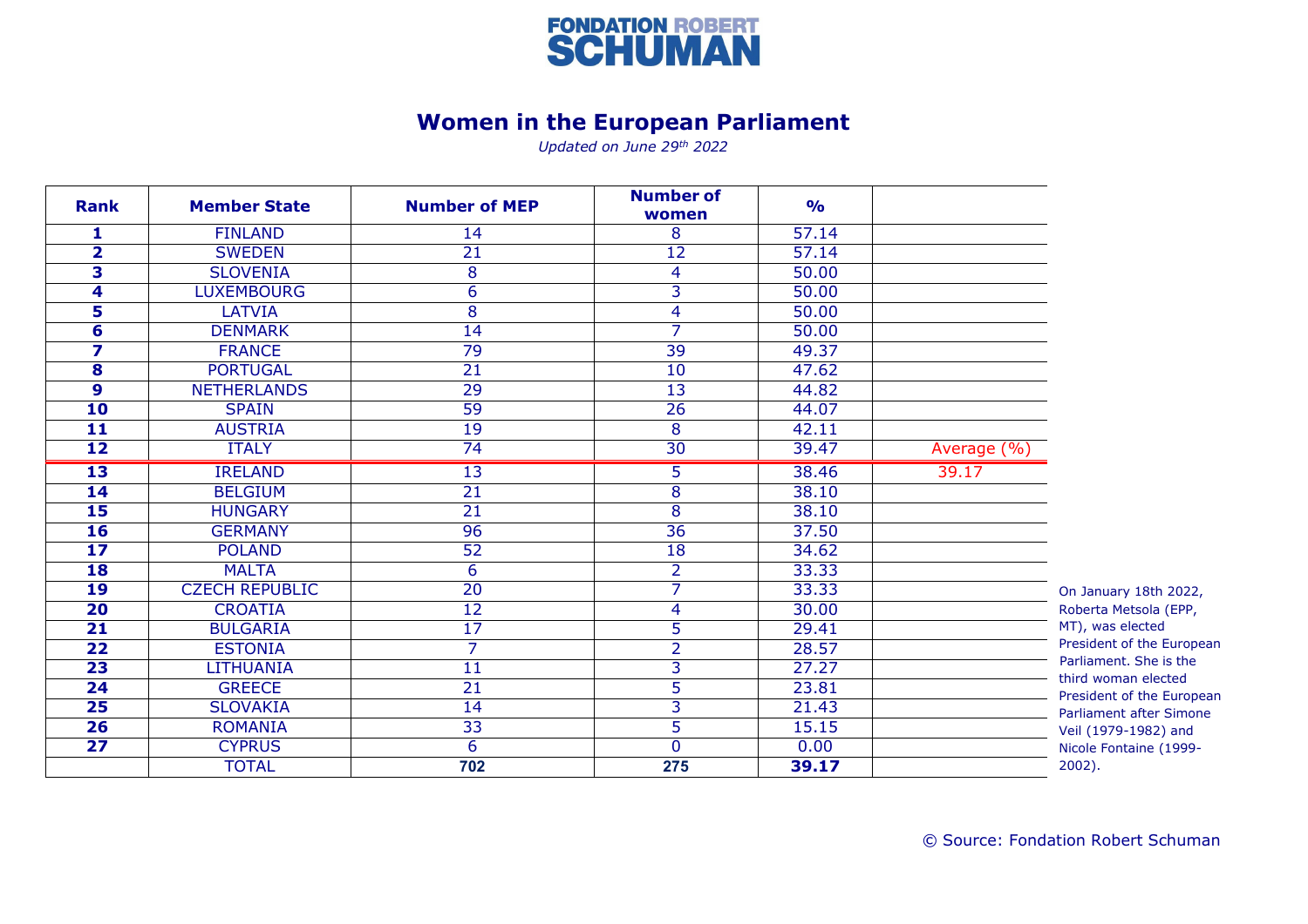FONDATION ROBERT SCHUMAN

# Women in the European Parliament

*Updated on June 29th 2022*

| Rank | Member State | Number of MEP | Number of women | % | |
|---|---|---|---|---|---|
| 1 | FINLAND | 14 | 8 | 57.14 | |
| 2 | SWEDEN | 21 | 12 | 57.14 | |
| 3 | SLOVENIA | 8 | 4 | 50.00 | |
| 4 | LUXEMBOURG | 6 | 3 | 50.00 | |
| 5 | LATVIA | 8 | 4 | 50.00 | |
| 6 | DENMARK | 14 | 7 | 50.00 | |
| 7 | FRANCE | 79 | 39 | 49.37 | |
| 8 | PORTUGAL | 21 | 10 | 47.62 | |
| 9 | NETHERLANDS | 29 | 13 | 44.82 | |
| 10 | SPAIN | 59 | 26 | 44.07 | |
| 11 | AUSTRIA | 19 | 8 | 42.11 | |
| 12 | ITALY | 74 | 30 | 39.47 | Average (%) |
| 13 | IRELAND | 13 | 5 | 38.46 | 39.17 |
| 14 | BELGIUM | 21 | 8 | 38.10 | |
| 15 | HUNGARY | 21 | 8 | 38.10 | |
| 16 | GERMANY | 96 | 36 | 37.50 | |
| 17 | POLAND | 52 | 18 | 34.62 | |
| 18 | MALTA | 6 | 2 | 33.33 | |
| 19 | CZECH REPUBLIC | 20 | 7 | 33.33 | |
| 20 | CROATIA | 12 | 4 | 30.00 | |
| 21 | BULGARIA | 17 | 5 | 29.41 | |
| 22 | ESTONIA | 7 | 2 | 28.57 | |
| 23 | LITHUANIA | 11 | 3 | 27.27 | |
| 24 | GREECE | 21 | 5 | 23.81 | |
| 25 | SLOVAKIA | 14 | 3 | 21.43 | |
| 26 | ROMANIA | 33 | 5 | 15.15 | |
| 27 | CYPRUS | 6 | 0 | 0.00 | |
| | TOTAL | 702 | 275 | **39.17** | |

On January 18th 2022, Roberta Metsola (EPP, MT), was elected President of the European Parliament. She is the third woman elected President of the European Parliament after Simone Veil (1979-1982) and Nicole Fontaine (1999-2002).

© Source: Fondation Robert Schuman